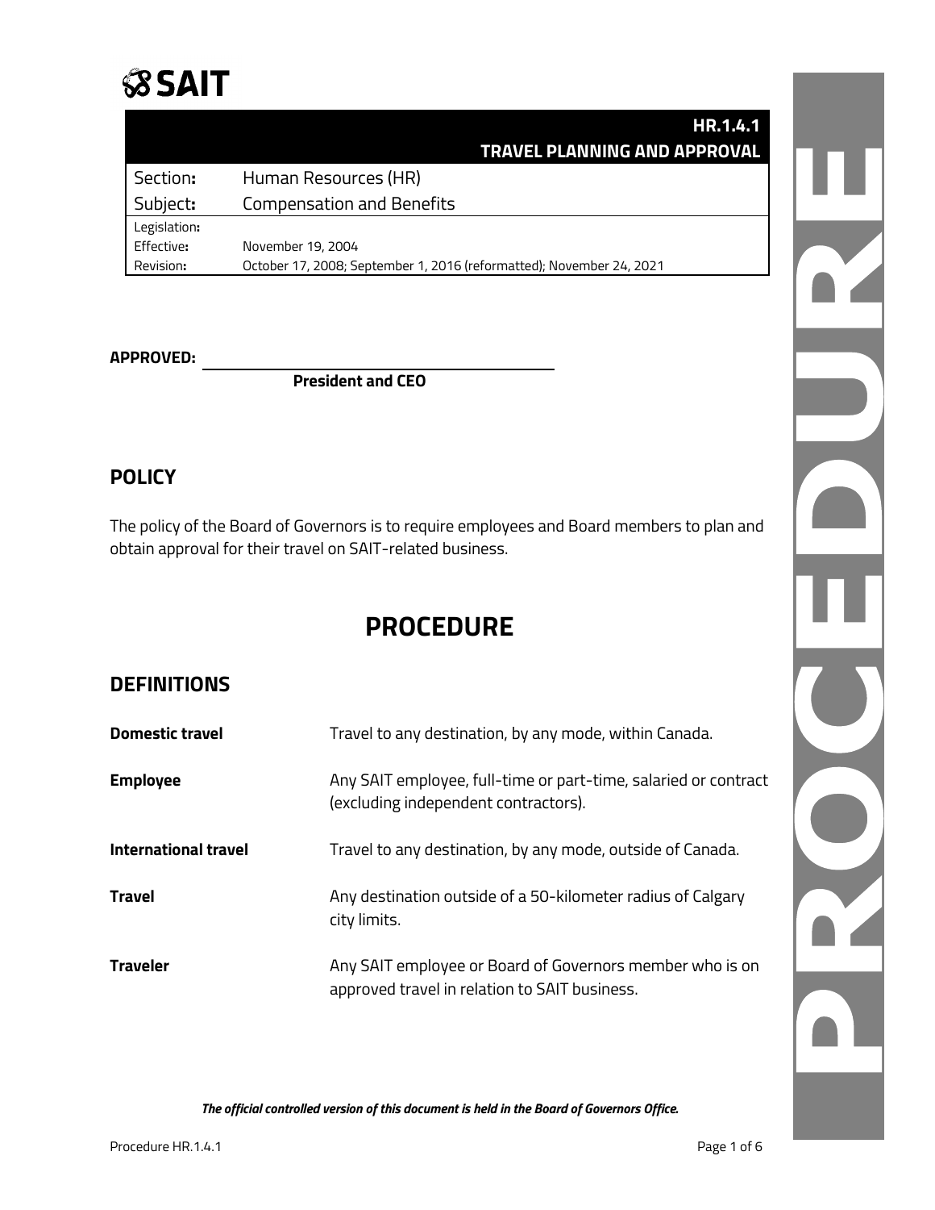# SAIT

| | HR.1.4.1 TRAVEL PLANNING AND APPROVAL |
|---|---|
| Section: | Human Resources (HR) |
| Subject: | Compensation and Benefits |
| Legislation: | |
| Effective: | November 19, 2004 |
| Revision: | October 17, 2008; September 1, 2016 (reformatted); November 24, 2021 |

**APPROVED:** ______________________________

**President and CEO**

## POLICY

The policy of the Board of Governors is to require employees and Board members to plan and obtain approval for their travel on SAIT-related business.

# PROCEDURE

## DEFINITIONS

| | |
|---|---|
| **Domestic travel** | Travel to any destination, by any mode, within Canada. |
| **Employee** | Any SAIT employee, full-time or part-time, salaried or contract (excluding independent contractors). |
| **International travel** | Travel to any destination, by any mode, outside of Canada. |
| **Travel** | Any destination outside of a 50-kilometer radius of Calgary city limits. |
| **Traveler** | Any SAIT employee or Board of Governors member who is on approved travel in relation to SAIT business. |

***The official controlled version of this document is held in the Board of Governors Office.***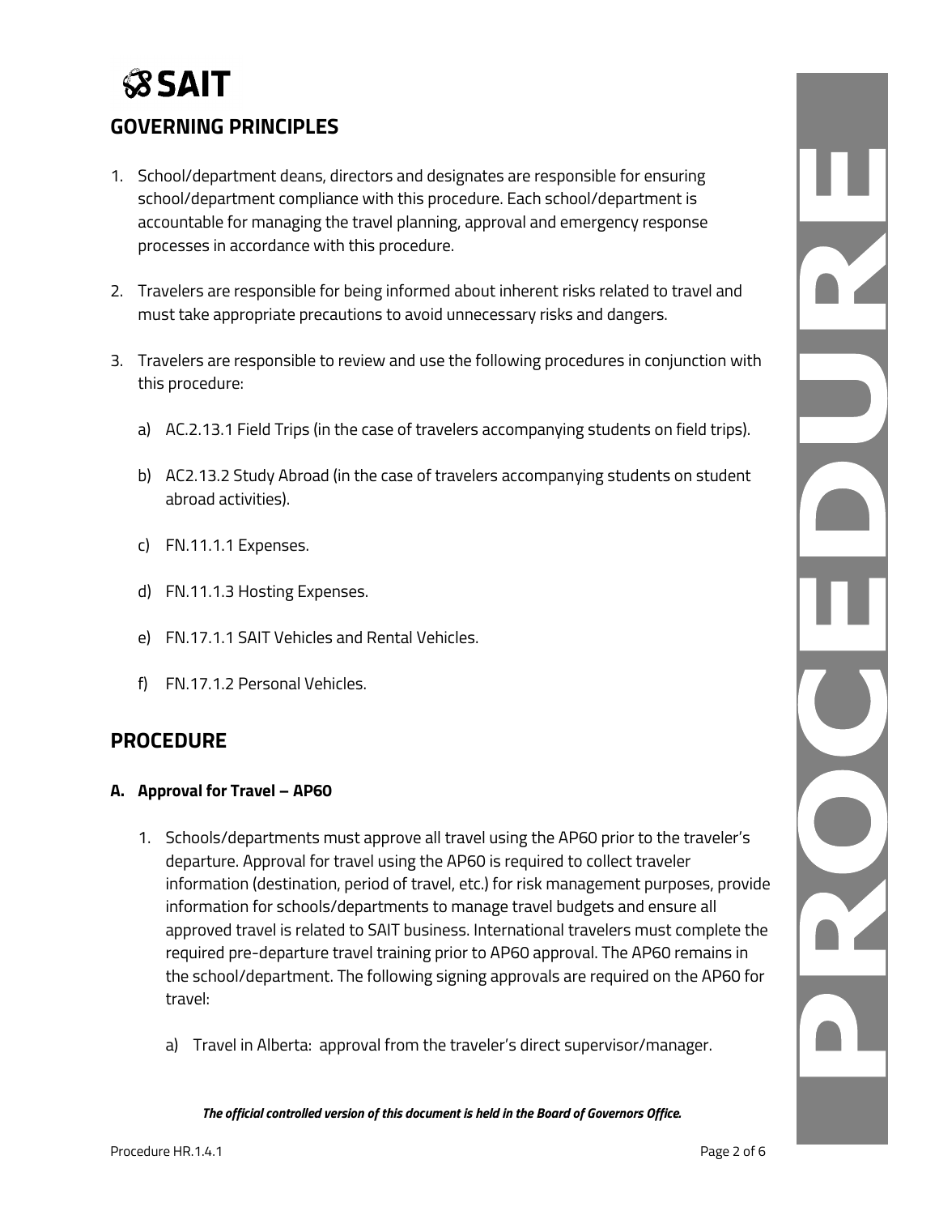## GOVERNING PRINCIPLES

1. School/department deans, directors and designates are responsible for ensuring school/department compliance with this procedure. Each school/department is accountable for managing the travel planning, approval and emergency response processes in accordance with this procedure.

2. Travelers are responsible for being informed about inherent risks related to travel and must take appropriate precautions to avoid unnecessary risks and dangers.

3. Travelers are responsible to review and use the following procedures in conjunction with this procedure:

   a) AC.2.13.1 Field Trips (in the case of travelers accompanying students on field trips).

   b) AC2.13.2 Study Abroad (in the case of travelers accompanying students on student abroad activities).

   c) FN.11.1.1 Expenses.

   d) FN.11.1.3 Hosting Expenses.

   e) FN.17.1.1 SAIT Vehicles and Rental Vehicles.

   f) FN.17.1.2 Personal Vehicles.

## PROCEDURE

### A. Approval for Travel – AP60

1. Schools/departments must approve all travel using the AP60 prior to the traveler's departure. Approval for travel using the AP60 is required to collect traveler information (destination, period of travel, etc.) for risk management purposes, provide information for schools/departments to manage travel budgets and ensure all approved travel is related to SAIT business. International travelers must complete the required pre-departure travel training prior to AP60 approval. The AP60 remains in the school/department. The following signing approvals are required on the AP60 for travel:

   a) Travel in Alberta: approval from the traveler's direct supervisor/manager.

***The official controlled version of this document is held in the Board of Governors Office.***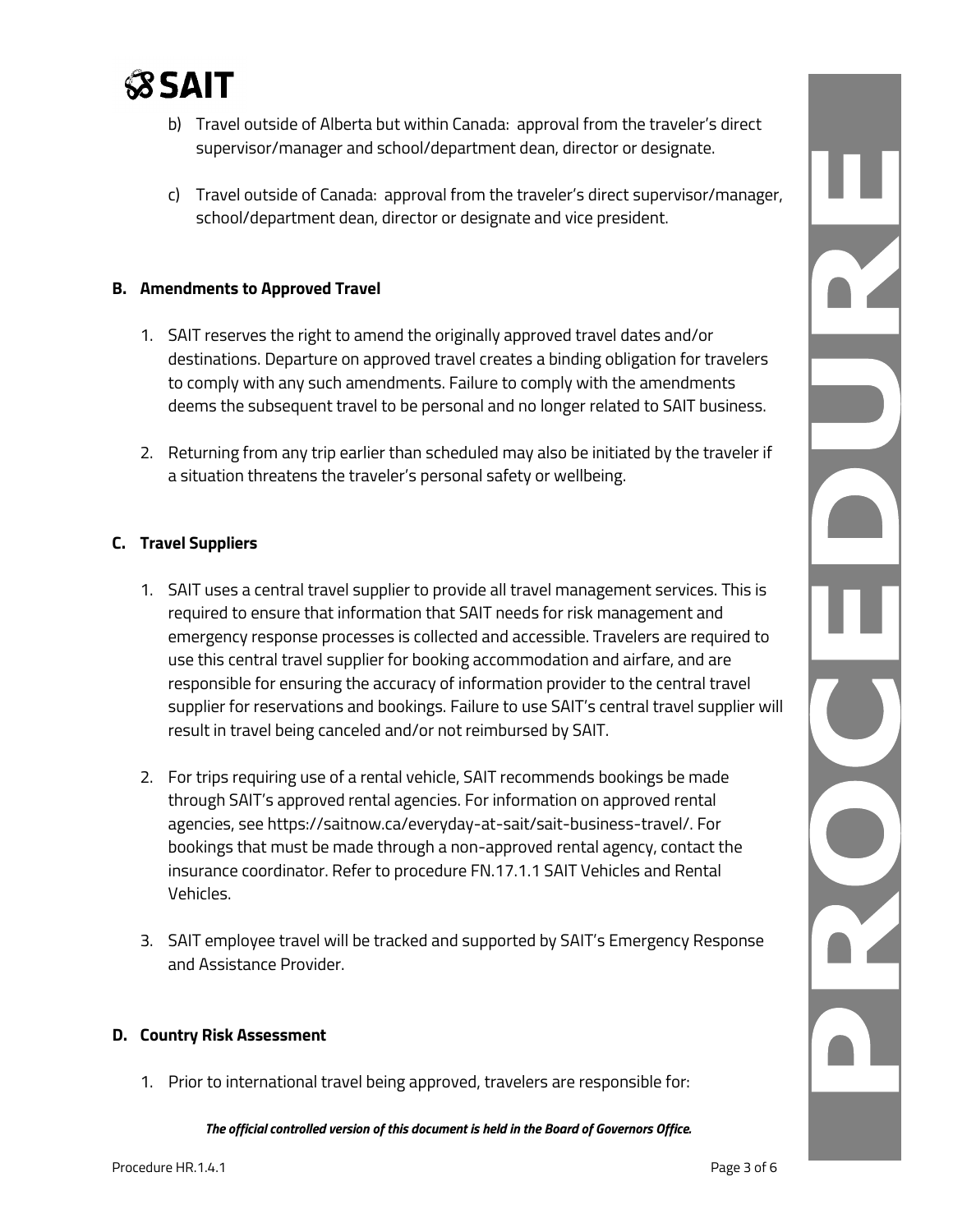b) Travel outside of Alberta but within Canada: approval from the traveler's direct supervisor/manager and school/department dean, director or designate.

c) Travel outside of Canada: approval from the traveler's direct supervisor/manager, school/department dean, director or designate and vice president.

### B. Amendments to Approved Travel

1. SAIT reserves the right to amend the originally approved travel dates and/or destinations. Departure on approved travel creates a binding obligation for travelers to comply with any such amendments. Failure to comply with the amendments deems the subsequent travel to be personal and no longer related to SAIT business.

2. Returning from any trip earlier than scheduled may also be initiated by the traveler if a situation threatens the traveler's personal safety or wellbeing.

### C. Travel Suppliers

1. SAIT uses a central travel supplier to provide all travel management services. This is required to ensure that information that SAIT needs for risk management and emergency response processes is collected and accessible. Travelers are required to use this central travel supplier for booking accommodation and airfare, and are responsible for ensuring the accuracy of information provider to the central travel supplier for reservations and bookings. Failure to use SAIT's central travel supplier will result in travel being canceled and/or not reimbursed by SAIT.

2. For trips requiring use of a rental vehicle, SAIT recommends bookings be made through SAIT's approved rental agencies. For information on approved rental agencies, see https://saitnow.ca/everyday-at-sait/sait-business-travel/. For bookings that must be made through a non-approved rental agency, contact the insurance coordinator. Refer to procedure FN.17.1.1 SAIT Vehicles and Rental Vehicles.

3. SAIT employee travel will be tracked and supported by SAIT's Emergency Response and Assistance Provider.

### D. Country Risk Assessment

1. Prior to international travel being approved, travelers are responsible for:

*The official controlled version of this document is held in the Board of Governors Office.*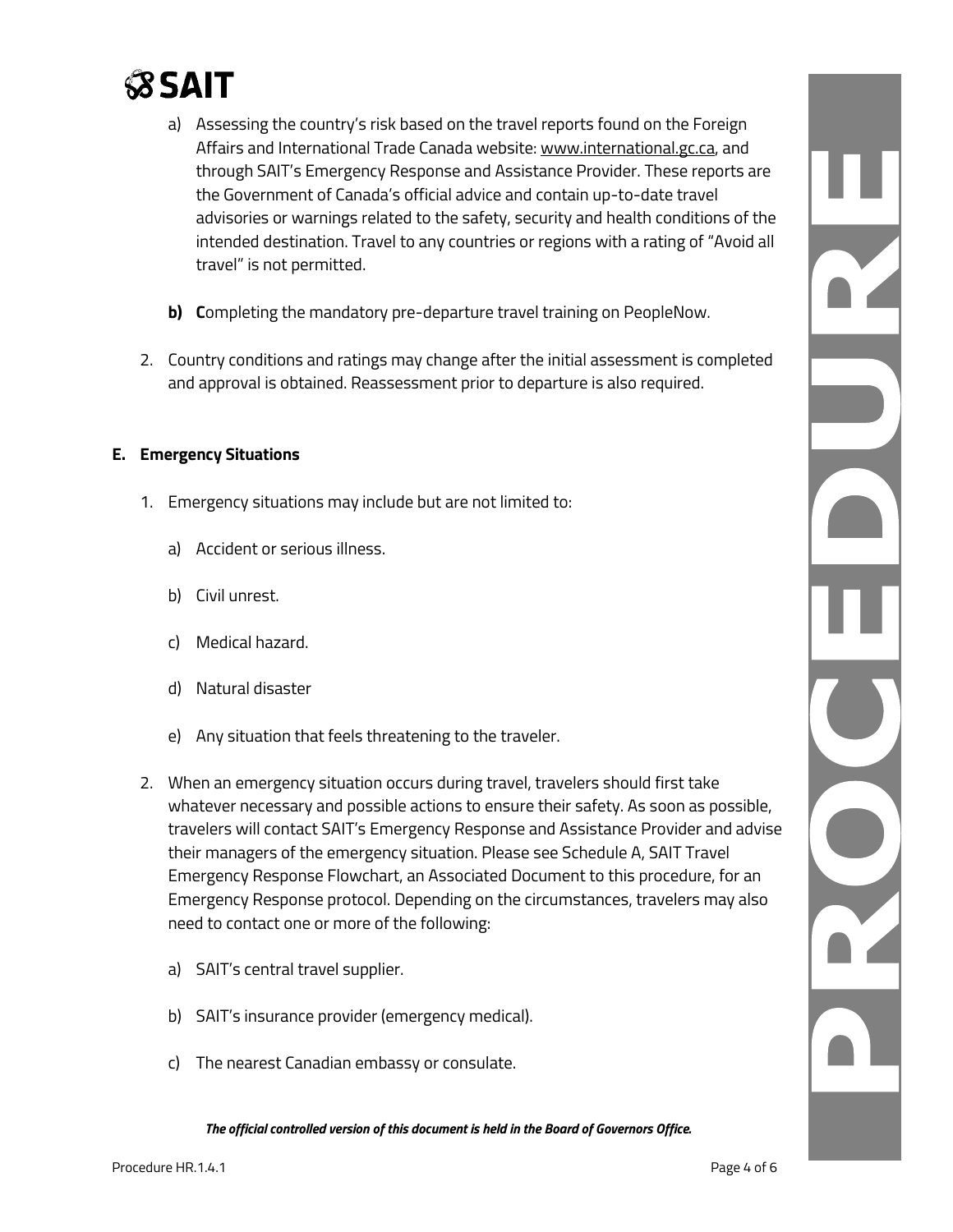a) Assessing the country's risk based on the travel reports found on the Foreign Affairs and International Trade Canada website: www.international.gc.ca, and through SAIT's Emergency Response and Assistance Provider. These reports are the Government of Canada's official advice and contain up-to-date travel advisories or warnings related to the safety, security and health conditions of the intended destination. Travel to any countries or regions with a rating of "Avoid all travel" is not permitted.

**b) C**ompleting the mandatory pre-departure travel training on PeopleNow.

2. Country conditions and ratings may change after the initial assessment is completed and approval is obtained. Reassessment prior to departure is also required.

**E. Emergency Situations**

1. Emergency situations may include but are not limited to:

   a) Accident or serious illness.

   b) Civil unrest.

   c) Medical hazard.

   d) Natural disaster

   e) Any situation that feels threatening to the traveler.

2. When an emergency situation occurs during travel, travelers should first take whatever necessary and possible actions to ensure their safety. As soon as possible, travelers will contact SAIT's Emergency Response and Assistance Provider and advise their managers of the emergency situation. Please see Schedule A, SAIT Travel Emergency Response Flowchart, an Associated Document to this procedure, for an Emergency Response protocol. Depending on the circumstances, travelers may also need to contact one or more of the following:

   a) SAIT's central travel supplier.

   b) SAIT's insurance provider (emergency medical).

   c) The nearest Canadian embassy or consulate.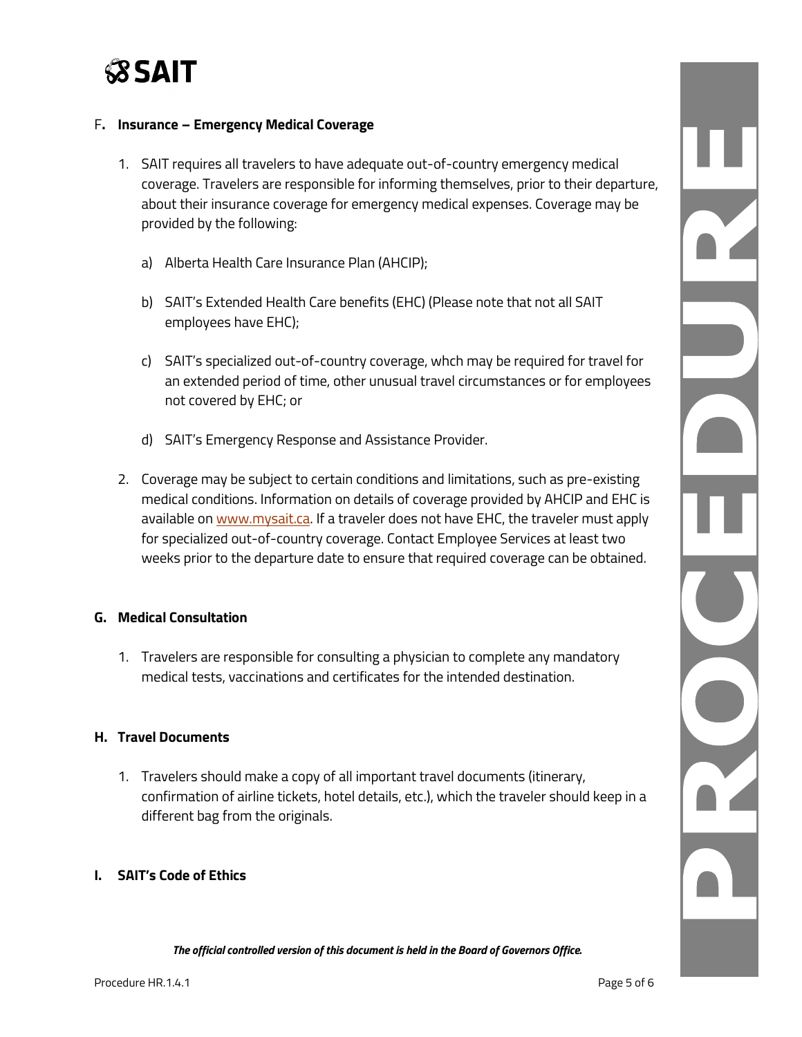## F. Insurance – Emergency Medical Coverage

1. SAIT requires all travelers to have adequate out-of-country emergency medical coverage. Travelers are responsible for informing themselves, prior to their departure, about their insurance coverage for emergency medical expenses. Coverage may be provided by the following:

   a) Alberta Health Care Insurance Plan (AHCIP);

   b) SAIT's Extended Health Care benefits (EHC) (Please note that not all SAIT employees have EHC);

   c) SAIT's specialized out-of-country coverage, whch may be required for travel for an extended period of time, other unusual travel circumstances or for employees not covered by EHC; or

   d) SAIT's Emergency Response and Assistance Provider.

2. Coverage may be subject to certain conditions and limitations, such as pre-existing medical conditions. Information on details of coverage provided by AHCIP and EHC is available on [www.mysait.ca](www.mysait.ca). If a traveler does not have EHC, the traveler must apply for specialized out-of-country coverage. Contact Employee Services at least two weeks prior to the departure date to ensure that required coverage can be obtained.

## G. Medical Consultation

1. Travelers are responsible for consulting a physician to complete any mandatory medical tests, vaccinations and certificates for the intended destination.

## H. Travel Documents

1. Travelers should make a copy of all important travel documents (itinerary, confirmation of airline tickets, hotel details, etc.), which the traveler should keep in a different bag from the originals.

## I. SAIT's Code of Ethics

***The official controlled version of this document is held in the Board of Governors Office.***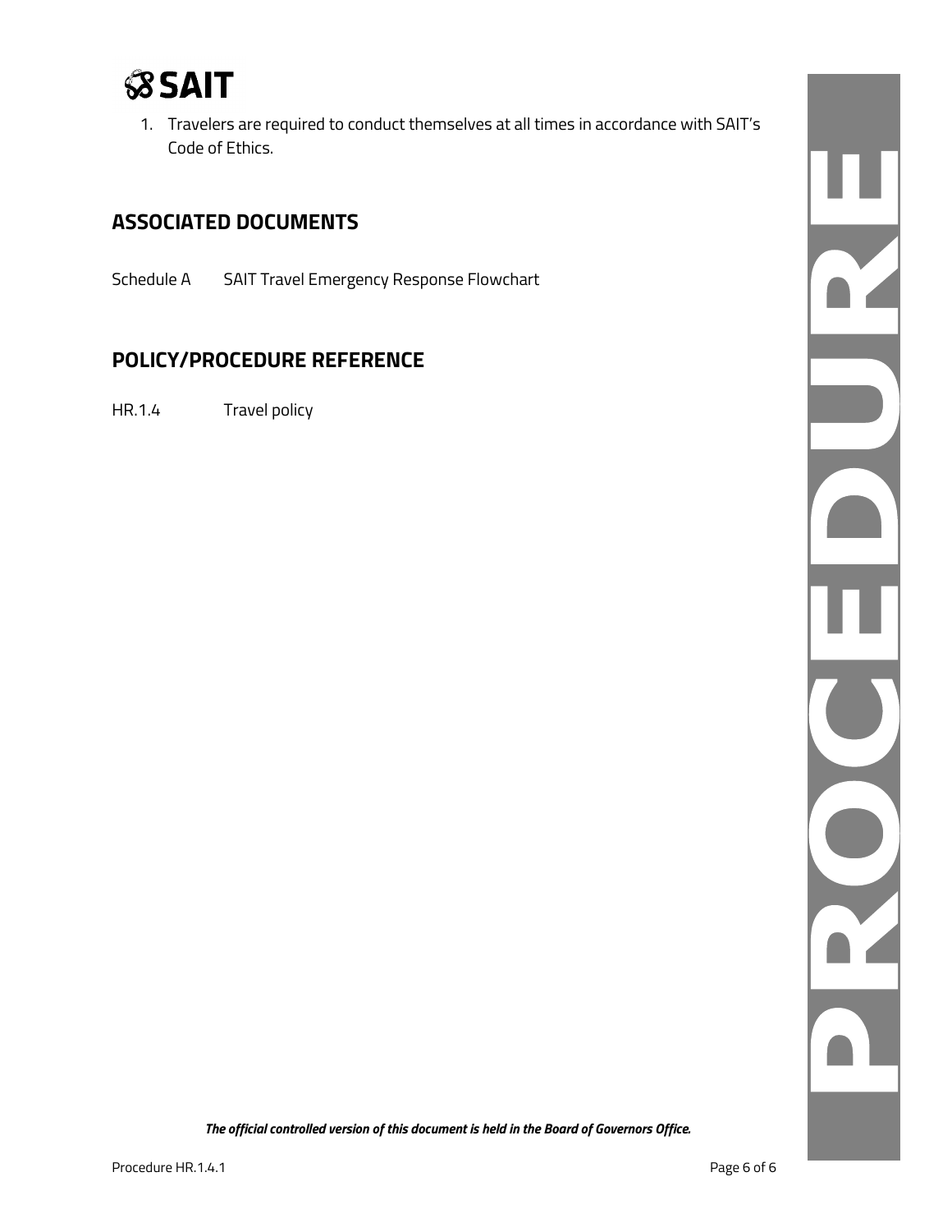1. Travelers are required to conduct themselves at all times in accordance with SAIT's Code of Ethics.

## ASSOCIATED DOCUMENTS

| | |
|---|---|
| Schedule A | SAIT Travel Emergency Response Flowchart |

## POLICY/PROCEDURE REFERENCE

| | |
|---|---|
| HR.1.4 | Travel policy |

***The official controlled version of this document is held in the Board of Governors Office.***